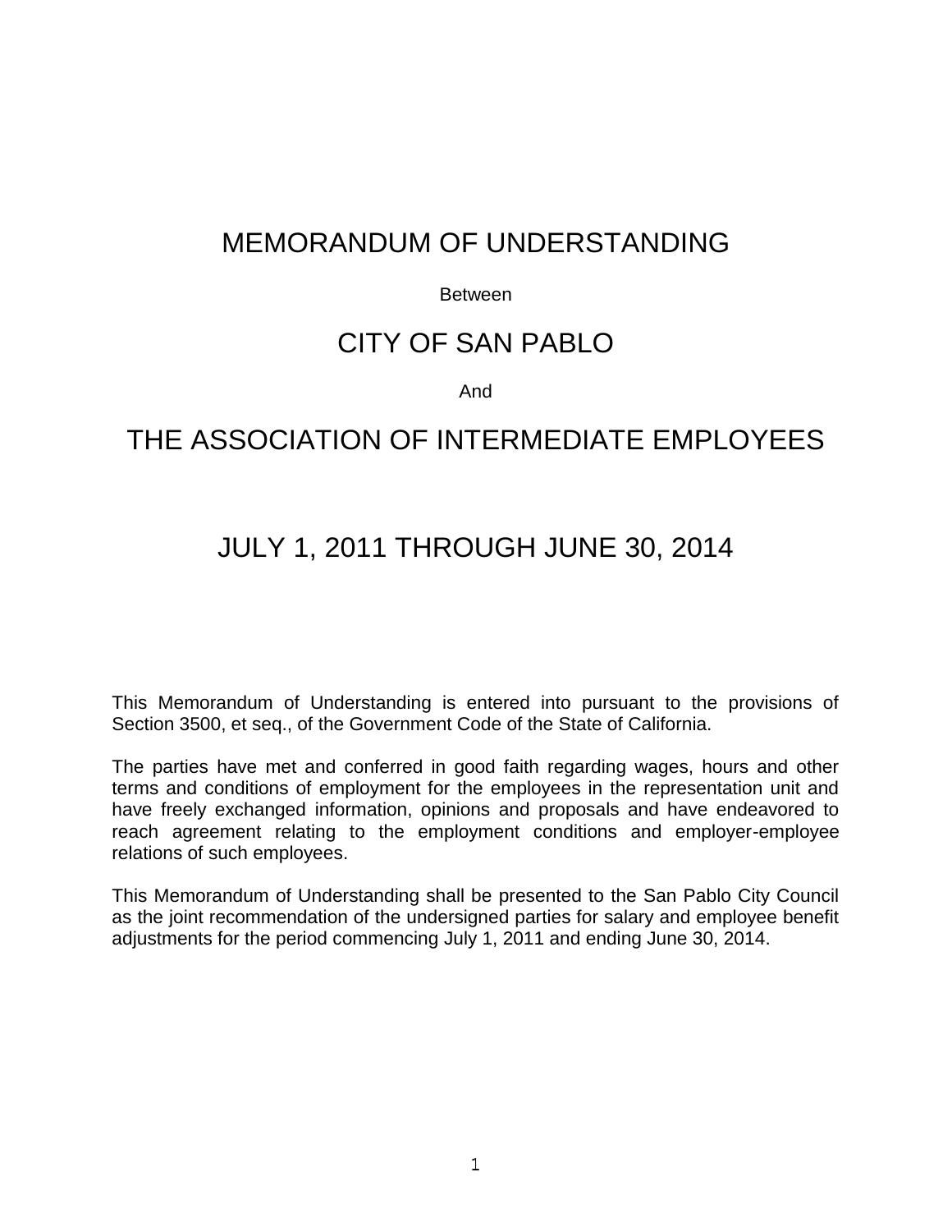# MEMORANDUM OF UNDERSTANDING

Between

# CITY OF SAN PABLO

And

# THE ASSOCIATION OF INTERMEDIATE EMPLOYEES

# JULY 1, 2011 THROUGH JUNE 30, 2014

This Memorandum of Understanding is entered into pursuant to the provisions of Section 3500, et seq., of the Government Code of the State of California.

The parties have met and conferred in good faith regarding wages, hours and other terms and conditions of employment for the employees in the representation unit and have freely exchanged information, opinions and proposals and have endeavored to reach agreement relating to the employment conditions and employer-employee relations of such employees.

This Memorandum of Understanding shall be presented to the San Pablo City Council as the joint recommendation of the undersigned parties for salary and employee benefit adjustments for the period commencing July 1, 2011 and ending June 30, 2014.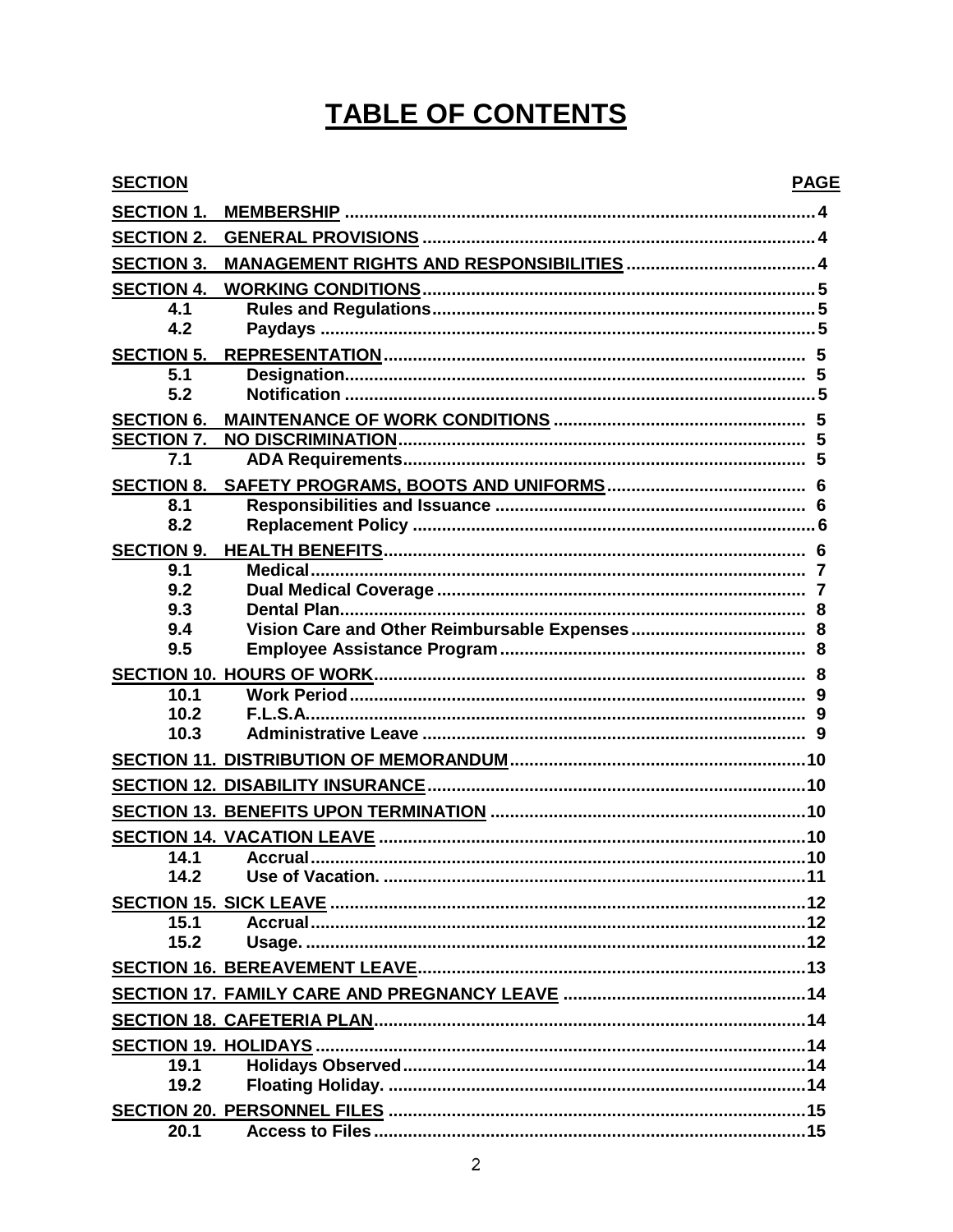# TABLE OF CONTENTS

| SECTION | | PAGE |
|---|---|---|
| **SECTION 1.** | **MEMBERSHIP** | 4 |
| **SECTION 2.** | **GENERAL PROVISIONS** | 4 |
| **SECTION 3.** | **MANAGEMENT RIGHTS AND RESPONSIBILITIES** | 4 |
| **SECTION 4.** | **WORKING CONDITIONS** | 5 |
| 4.1 | Rules and Regulations | 5 |
| 4.2 | Paydays | 5 |
| **SECTION 5.** | **REPRESENTATION** | 5 |
| 5.1 | Designation | 5 |
| 5.2 | Notification | 5 |
| **SECTION 6.** | **MAINTENANCE OF WORK CONDITIONS** | 5 |
| **SECTION 7.** | **NO DISCRIMINATION** | 5 |
| 7.1 | ADA Requirements | 5 |
| **SECTION 8.** | **SAFETY PROGRAMS, BOOTS AND UNIFORMS** | 6 |
| 8.1 | Responsibilities and Issuance | 6 |
| 8.2 | Replacement Policy | 6 |
| **SECTION 9.** | **HEALTH BENEFITS** | 6 |
| 9.1 | Medical | 7 |
| 9.2 | Dual Medical Coverage | 7 |
| 9.3 | Dental Plan | 8 |
| 9.4 | Vision Care and Other Reimbursable Expenses | 8 |
| 9.5 | Employee Assistance Program | 8 |
| **SECTION 10.** | **HOURS OF WORK** | 8 |
| 10.1 | Work Period | 9 |
| 10.2 | F.L.S.A. | 9 |
| 10.3 | Administrative Leave | 9 |
| **SECTION 11.** | **DISTRIBUTION OF MEMORANDUM** | 10 |
| **SECTION 12.** | **DISABILITY INSURANCE** | 10 |
| **SECTION 13.** | **BENEFITS UPON TERMINATION** | 10 |
| **SECTION 14.** | **VACATION LEAVE** | 10 |
| 14.1 | Accrual | 10 |
| 14.2 | Use of Vacation. | 11 |
| **SECTION 15.** | **SICK LEAVE** | 12 |
| 15.1 | Accrual | 12 |
| 15.2 | Usage. | 12 |
| **SECTION 16.** | **BEREAVEMENT LEAVE** | 13 |
| **SECTION 17.** | **FAMILY CARE AND PREGNANCY LEAVE** | 14 |
| **SECTION 18.** | **CAFETERIA PLAN** | 14 |
| **SECTION 19.** | **HOLIDAYS** | 14 |
| 19.1 | Holidays Observed | 14 |
| 19.2 | Floating Holiday. | 14 |
| **SECTION 20.** | **PERSONNEL FILES** | 15 |
| 20.1 | Access to Files | 15 |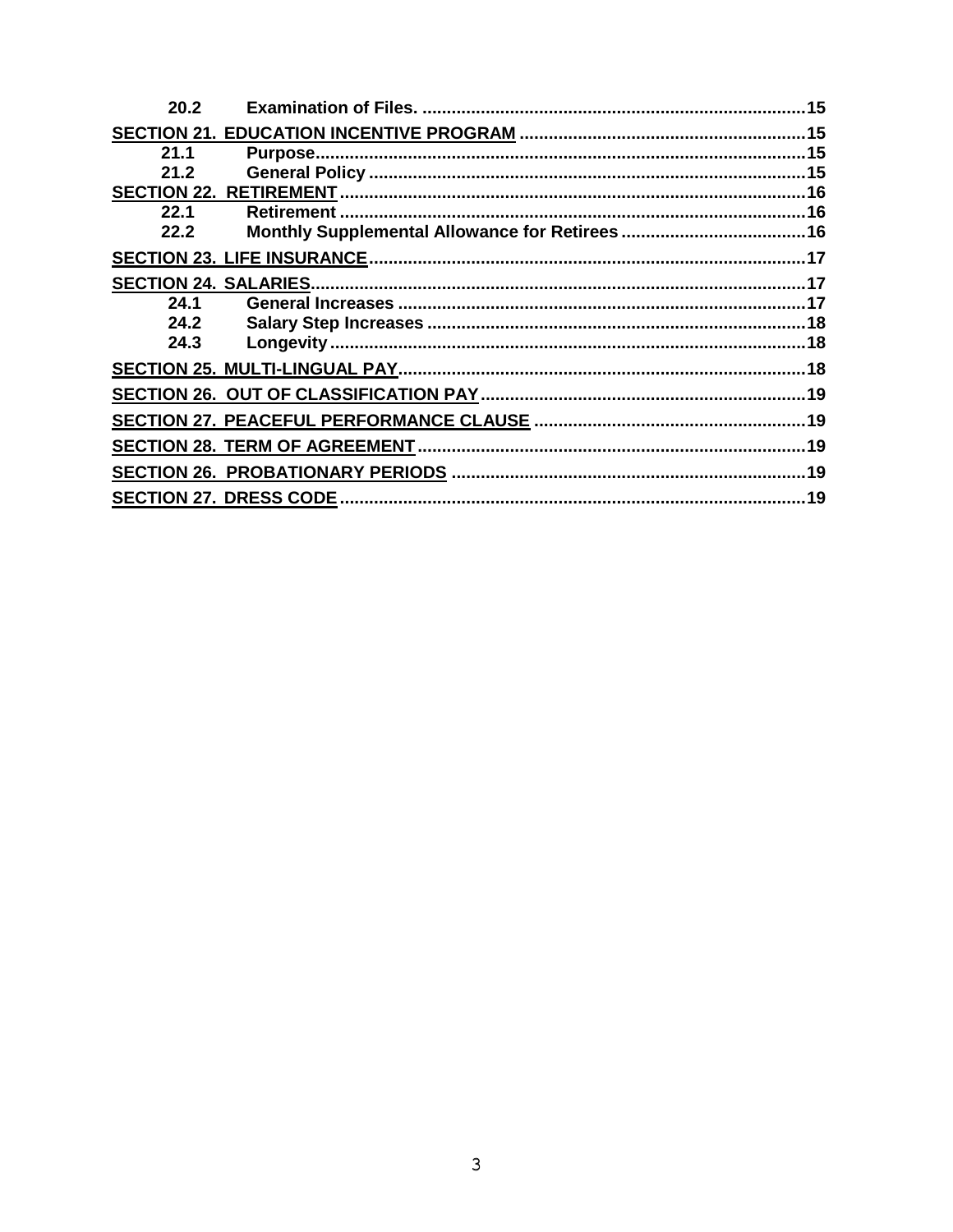| | | |
|---|---|---|
| 20.2 | **Examination of Files.** | 15 |
| **SECTION 21. EDUCATION INCENTIVE PROGRAM** | | 15 |
| 21.1 | **Purpose** | 15 |
| 21.2 | **General Policy** | 15 |
| **SECTION 22. RETIREMENT** | | 16 |
| 22.1 | **Retirement** | 16 |
| 22.2 | **Monthly Supplemental Allowance for Retirees** | 16 |
| **SECTION 23. LIFE INSURANCE** | | 17 |
| **SECTION 24. SALARIES** | | 17 |
| 24.1 | **General Increases** | 17 |
| 24.2 | **Salary Step Increases** | 18 |
| 24.3 | **Longevity** | 18 |
| **SECTION 25. MULTI-LINGUAL PAY** | | 18 |
| **SECTION 26. OUT OF CLASSIFICATION PAY** | | 19 |
| **SECTION 27. PEACEFUL PERFORMANCE CLAUSE** | | 19 |
| **SECTION 28. TERM OF AGREEMENT** | | 19 |
| **SECTION 26. PROBATIONARY PERIODS** | | 19 |
| **SECTION 27. DRESS CODE** | | 19 |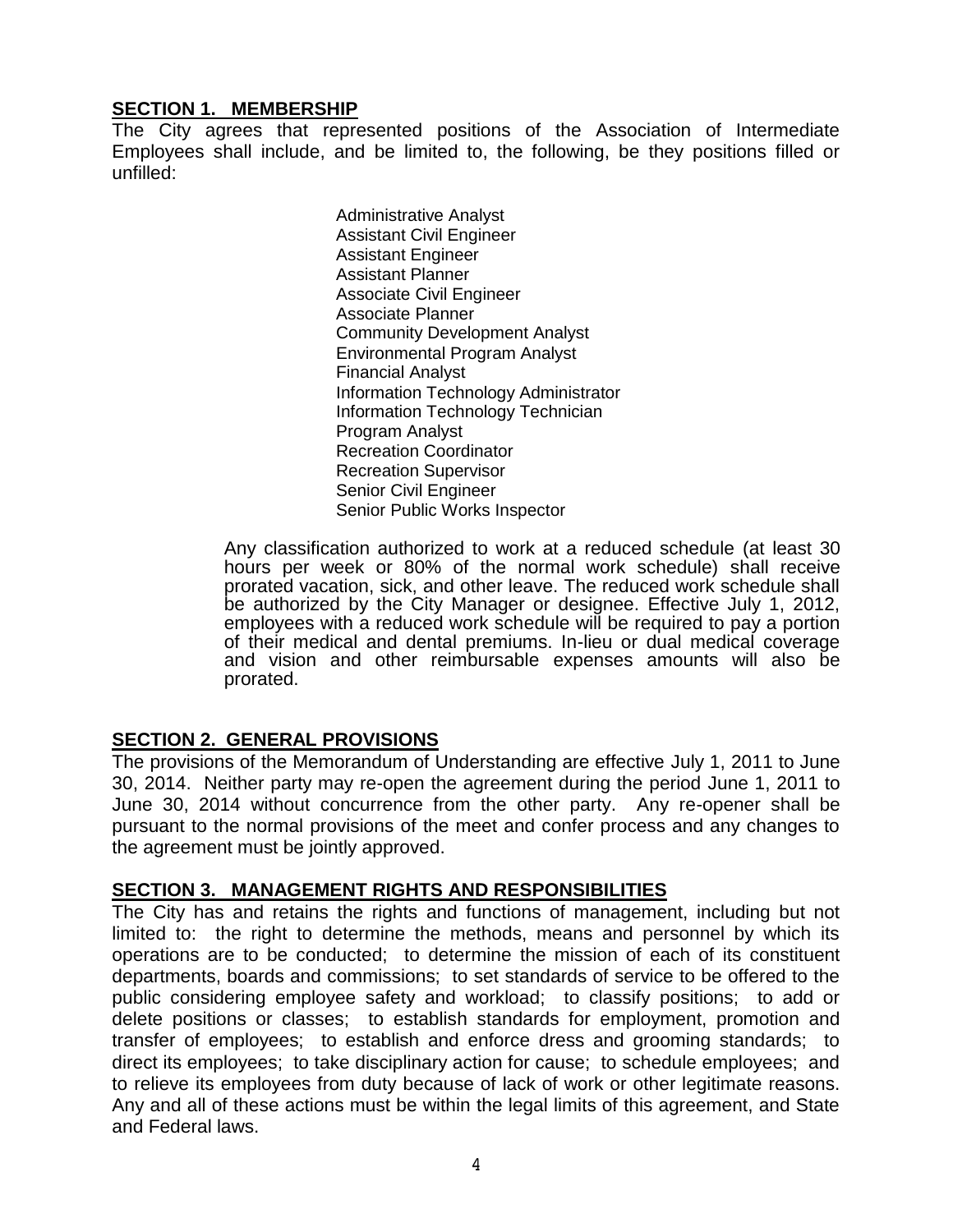## SECTION 1. MEMBERSHIP

The City agrees that represented positions of the Association of Intermediate Employees shall include, and be limited to, the following, be they positions filled or unfilled:

- Administrative Analyst
- Assistant Civil Engineer
- Assistant Engineer
- Assistant Planner
- Associate Civil Engineer
- Associate Planner
- Community Development Analyst
- Environmental Program Analyst
- Financial Analyst
- Information Technology Administrator
- Information Technology Technician
- Program Analyst
- Recreation Coordinator
- Recreation Supervisor
- Senior Civil Engineer
- Senior Public Works Inspector

Any classification authorized to work at a reduced schedule (at least 30 hours per week or 80% of the normal work schedule) shall receive prorated vacation, sick, and other leave. The reduced work schedule shall be authorized by the City Manager or designee. Effective July 1, 2012, employees with a reduced work schedule will be required to pay a portion of their medical and dental premiums. In-lieu or dual medical coverage and vision and other reimbursable expenses amounts will also be prorated.

## SECTION 2. GENERAL PROVISIONS

The provisions of the Memorandum of Understanding are effective July 1, 2011 to June 30, 2014. Neither party may re-open the agreement during the period June 1, 2011 to June 30, 2014 without concurrence from the other party. Any re-opener shall be pursuant to the normal provisions of the meet and confer process and any changes to the agreement must be jointly approved.

## SECTION 3. MANAGEMENT RIGHTS AND RESPONSIBILITIES

The City has and retains the rights and functions of management, including but not limited to: the right to determine the methods, means and personnel by which its operations are to be conducted; to determine the mission of each of its constituent departments, boards and commissions; to set standards of service to be offered to the public considering employee safety and workload; to classify positions; to add or delete positions or classes; to establish standards for employment, promotion and transfer of employees; to establish and enforce dress and grooming standards; to direct its employees; to take disciplinary action for cause; to schedule employees; and to relieve its employees from duty because of lack of work or other legitimate reasons. Any and all of these actions must be within the legal limits of this agreement, and State and Federal laws.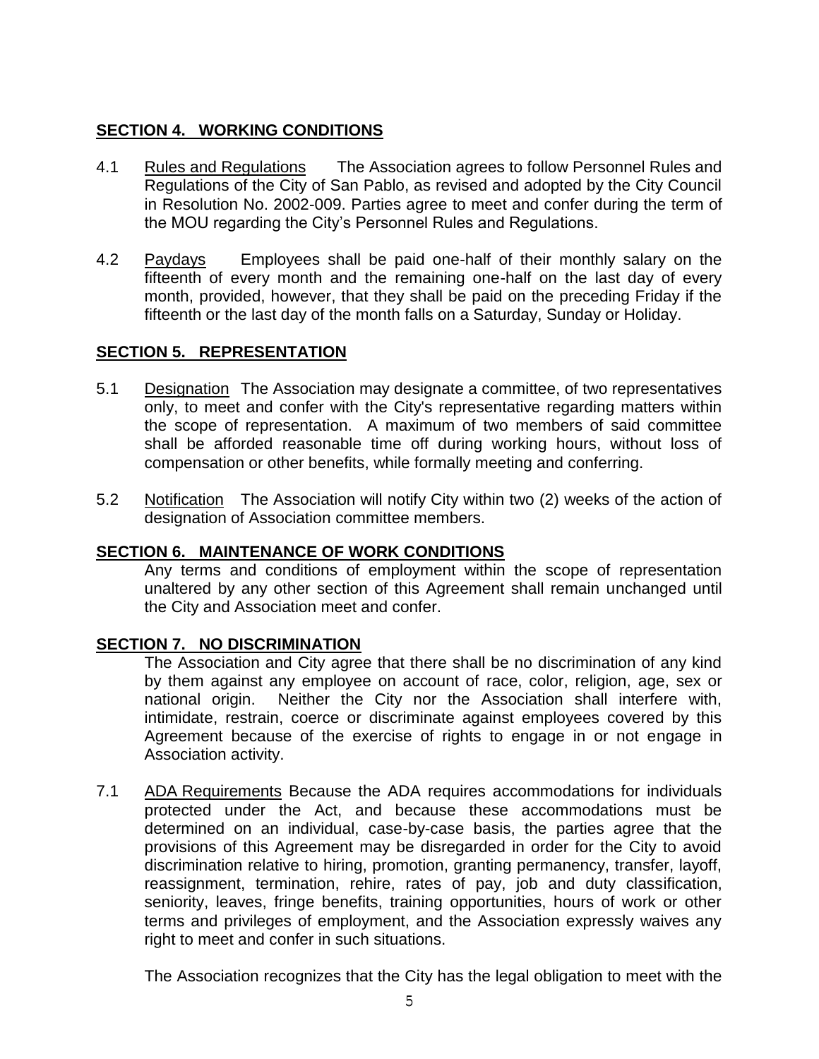## SECTION 4. WORKING CONDITIONS

4.1 Rules and Regulations The Association agrees to follow Personnel Rules and Regulations of the City of San Pablo, as revised and adopted by the City Council in Resolution No. 2002-009. Parties agree to meet and confer during the term of the MOU regarding the City's Personnel Rules and Regulations.

4.2 Paydays Employees shall be paid one-half of their monthly salary on the fifteenth of every month and the remaining one-half on the last day of every month, provided, however, that they shall be paid on the preceding Friday if the fifteenth or the last day of the month falls on a Saturday, Sunday or Holiday.

## SECTION 5. REPRESENTATION

5.1 Designation The Association may designate a committee, of two representatives only, to meet and confer with the City's representative regarding matters within the scope of representation. A maximum of two members of said committee shall be afforded reasonable time off during working hours, without loss of compensation or other benefits, while formally meeting and conferring.

5.2 Notification The Association will notify City within two (2) weeks of the action of designation of Association committee members.

## SECTION 6. MAINTENANCE OF WORK CONDITIONS

Any terms and conditions of employment within the scope of representation unaltered by any other section of this Agreement shall remain unchanged until the City and Association meet and confer.

## SECTION 7. NO DISCRIMINATION

The Association and City agree that there shall be no discrimination of any kind by them against any employee on account of race, color, religion, age, sex or national origin. Neither the City nor the Association shall interfere with, intimidate, restrain, coerce or discriminate against employees covered by this Agreement because of the exercise of rights to engage in or not engage in Association activity.

7.1 ADA Requirements Because the ADA requires accommodations for individuals protected under the Act, and because these accommodations must be determined on an individual, case-by-case basis, the parties agree that the provisions of this Agreement may be disregarded in order for the City to avoid discrimination relative to hiring, promotion, granting permanency, transfer, layoff, reassignment, termination, rehire, rates of pay, job and duty classification, seniority, leaves, fringe benefits, training opportunities, hours of work or other terms and privileges of employment, and the Association expressly waives any right to meet and confer in such situations.

The Association recognizes that the City has the legal obligation to meet with the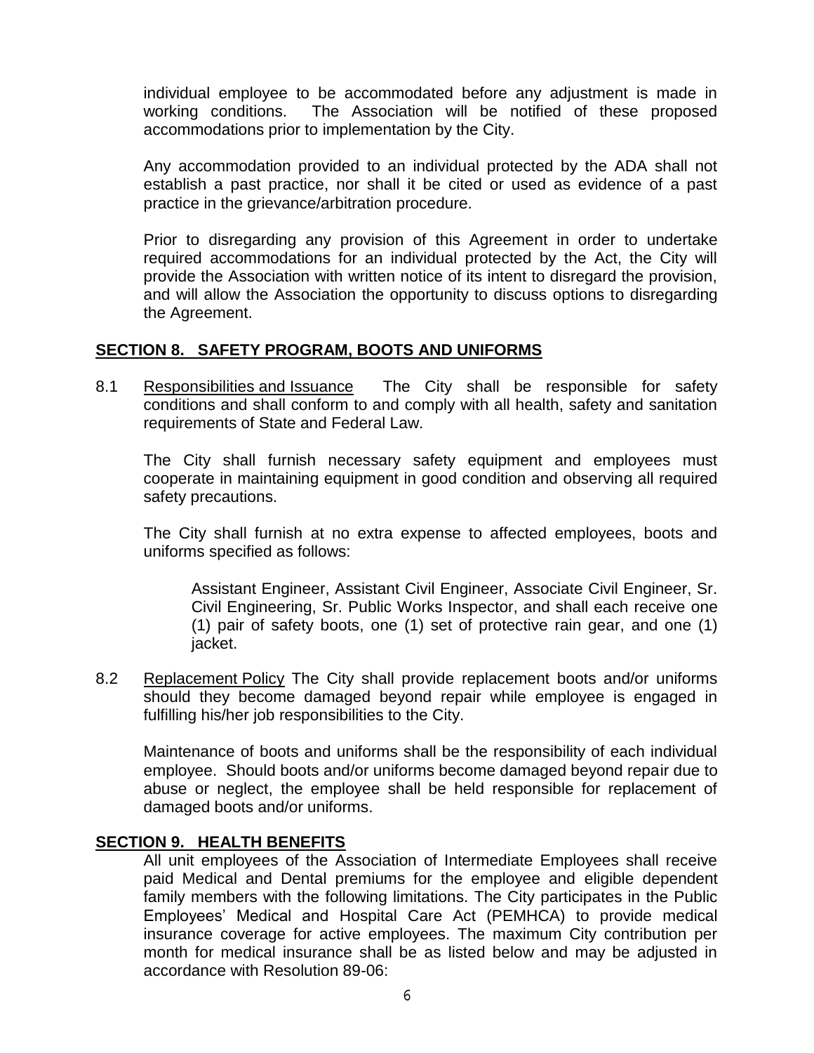individual employee to be accommodated before any adjustment is made in working conditions. The Association will be notified of these proposed accommodations prior to implementation by the City.

Any accommodation provided to an individual protected by the ADA shall not establish a past practice, nor shall it be cited or used as evidence of a past practice in the grievance/arbitration procedure.

Prior to disregarding any provision of this Agreement in order to undertake required accommodations for an individual protected by the Act, the City will provide the Association with written notice of its intent to disregard the provision, and will allow the Association the opportunity to discuss options to disregarding the Agreement.

## SECTION 8. SAFETY PROGRAM, BOOTS AND UNIFORMS

8.1 Responsibilities and Issuance The City shall be responsible for safety conditions and shall conform to and comply with all health, safety and sanitation requirements of State and Federal Law.

The City shall furnish necessary safety equipment and employees must cooperate in maintaining equipment in good condition and observing all required safety precautions.

The City shall furnish at no extra expense to affected employees, boots and uniforms specified as follows:

> Assistant Engineer, Assistant Civil Engineer, Associate Civil Engineer, Sr. Civil Engineering, Sr. Public Works Inspector, and shall each receive one (1) pair of safety boots, one (1) set of protective rain gear, and one (1) jacket.

8.2 Replacement Policy The City shall provide replacement boots and/or uniforms should they become damaged beyond repair while employee is engaged in fulfilling his/her job responsibilities to the City.

Maintenance of boots and uniforms shall be the responsibility of each individual employee. Should boots and/or uniforms become damaged beyond repair due to abuse or neglect, the employee shall be held responsible for replacement of damaged boots and/or uniforms.

## SECTION 9. HEALTH BENEFITS

All unit employees of the Association of Intermediate Employees shall receive paid Medical and Dental premiums for the employee and eligible dependent family members with the following limitations. The City participates in the Public Employees' Medical and Hospital Care Act (PEMHCA) to provide medical insurance coverage for active employees. The maximum City contribution per month for medical insurance shall be as listed below and may be adjusted in accordance with Resolution 89-06: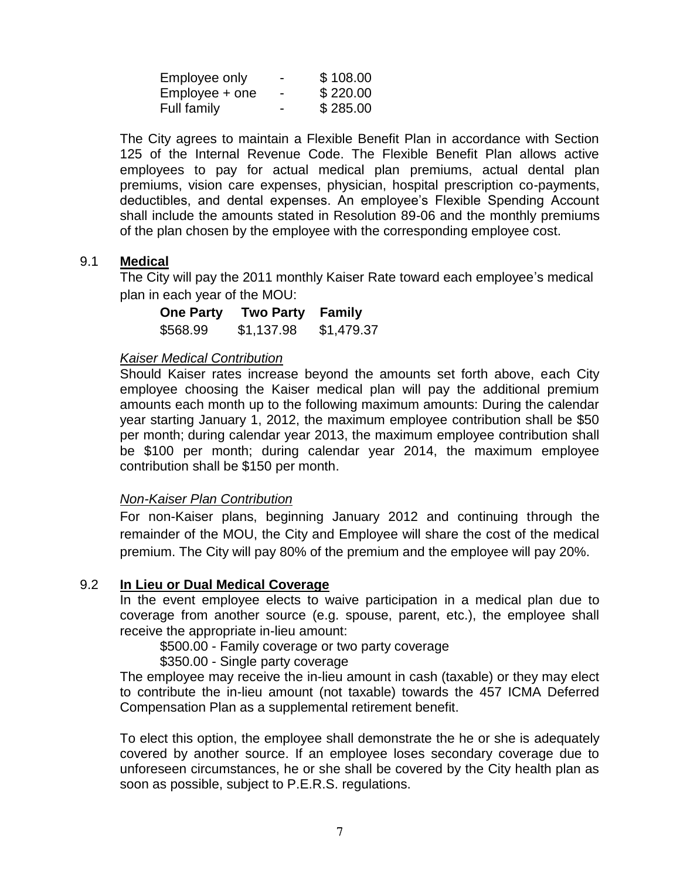| | | |
|---|---|---|
| Employee only | - | $ 108.00 |
| Employee + one | - | $ 220.00 |
| Full family | - | $ 285.00 |

The City agrees to maintain a Flexible Benefit Plan in accordance with Section 125 of the Internal Revenue Code. The Flexible Benefit Plan allows active employees to pay for actual medical plan premiums, actual dental plan premiums, vision care expenses, physician, hospital prescription co-payments, deductibles, and dental expenses. An employee's Flexible Spending Account shall include the amounts stated in Resolution 89-06 and the monthly premiums of the plan chosen by the employee with the corresponding employee cost.

## 9.1 **Medical**

The City will pay the 2011 monthly Kaiser Rate toward each employee's medical plan in each year of the MOU:

| **One Party** | **Two Party** | **Family** |
|---|---|---|
| $568.99 | $1,137.98 | $1,479.37 |

*Kaiser Medical Contribution*

Should Kaiser rates increase beyond the amounts set forth above, each City employee choosing the Kaiser medical plan will pay the additional premium amounts each month up to the following maximum amounts: During the calendar year starting January 1, 2012, the maximum employee contribution shall be $50 per month; during calendar year 2013, the maximum employee contribution shall be $100 per month; during calendar year 2014, the maximum employee contribution shall be $150 per month.

*Non-Kaiser Plan Contribution*

For non-Kaiser plans, beginning January 2012 and continuing through the remainder of the MOU, the City and Employee will share the cost of the medical premium. The City will pay 80% of the premium and the employee will pay 20%.

## 9.2 **In Lieu or Dual Medical Coverage**

In the event employee elects to waive participation in a medical plan due to coverage from another source (e.g. spouse, parent, etc.), the employee shall receive the appropriate in-lieu amount:

$500.00 - Family coverage or two party coverage
$350.00 - Single party coverage

The employee may receive the in-lieu amount in cash (taxable) or they may elect to contribute the in-lieu amount (not taxable) towards the 457 ICMA Deferred Compensation Plan as a supplemental retirement benefit.

To elect this option, the employee shall demonstrate the he or she is adequately covered by another source. If an employee loses secondary coverage due to unforeseen circumstances, he or she shall be covered by the City health plan as soon as possible, subject to P.E.R.S. regulations.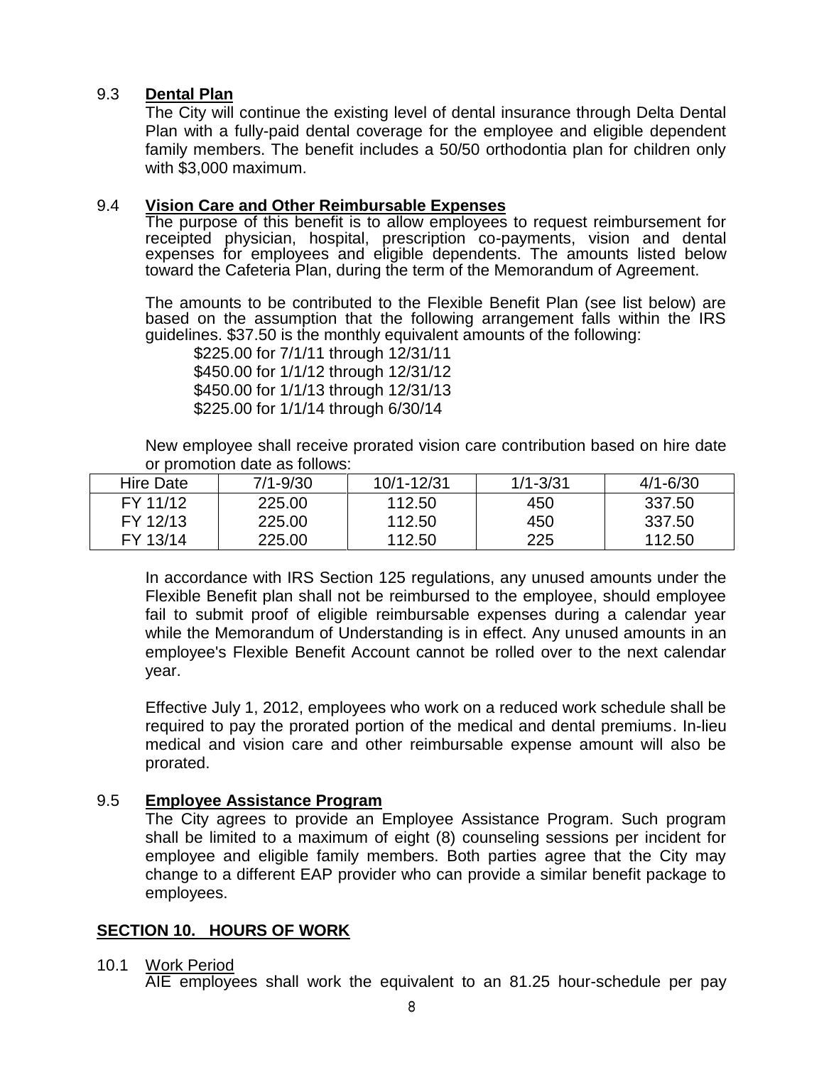### 9.3 **Dental Plan**

The City will continue the existing level of dental insurance through Delta Dental Plan with a fully-paid dental coverage for the employee and eligible dependent family members. The benefit includes a 50/50 orthodontia plan for children only with $3,000 maximum.

### 9.4 **Vision Care and Other Reimbursable Expenses**

The purpose of this benefit is to allow employees to request reimbursement for receipted physician, hospital, prescription co-payments, vision and dental expenses for employees and eligible dependents. The amounts listed below toward the Cafeteria Plan, during the term of the Memorandum of Agreement.

The amounts to be contributed to the Flexible Benefit Plan (see list below) are based on the assumption that the following arrangement falls within the IRS guidelines. $37.50 is the monthly equivalent amounts of the following:

$225.00 for 7/1/11 through 12/31/11
$450.00 for 1/1/12 through 12/31/12
$450.00 for 1/1/13 through 12/31/13
$225.00 for 1/1/14 through 6/30/14

New employee shall receive prorated vision care contribution based on hire date or promotion date as follows:

| Hire Date | 7/1-9/30 | 10/1-12/31 | 1/1-3/31 | 4/1-6/30 |
|---|---|---|---|---|
| FY 11/12 | 225.00 | 112.50 | 450 | 337.50 |
| FY 12/13 | 225.00 | 112.50 | 450 | 337.50 |
| FY 13/14 | 225.00 | 112.50 | 225 | 112.50 |

In accordance with IRS Section 125 regulations, any unused amounts under the Flexible Benefit plan shall not be reimbursed to the employee, should employee fail to submit proof of eligible reimbursable expenses during a calendar year while the Memorandum of Understanding is in effect. Any unused amounts in an employee's Flexible Benefit Account cannot be rolled over to the next calendar year.

Effective July 1, 2012, employees who work on a reduced work schedule shall be required to pay the prorated portion of the medical and dental premiums. In-lieu medical and vision care and other reimbursable expense amount will also be prorated.

### 9.5 **Employee Assistance Program**

The City agrees to provide an Employee Assistance Program. Such program shall be limited to a maximum of eight (8) counseling sessions per incident for employee and eligible family members. Both parties agree that the City may change to a different EAP provider who can provide a similar benefit package to employees.

## **SECTION 10. HOURS OF WORK**

10.1 Work Period

AIE employees shall work the equivalent to an 81.25 hour-schedule per pay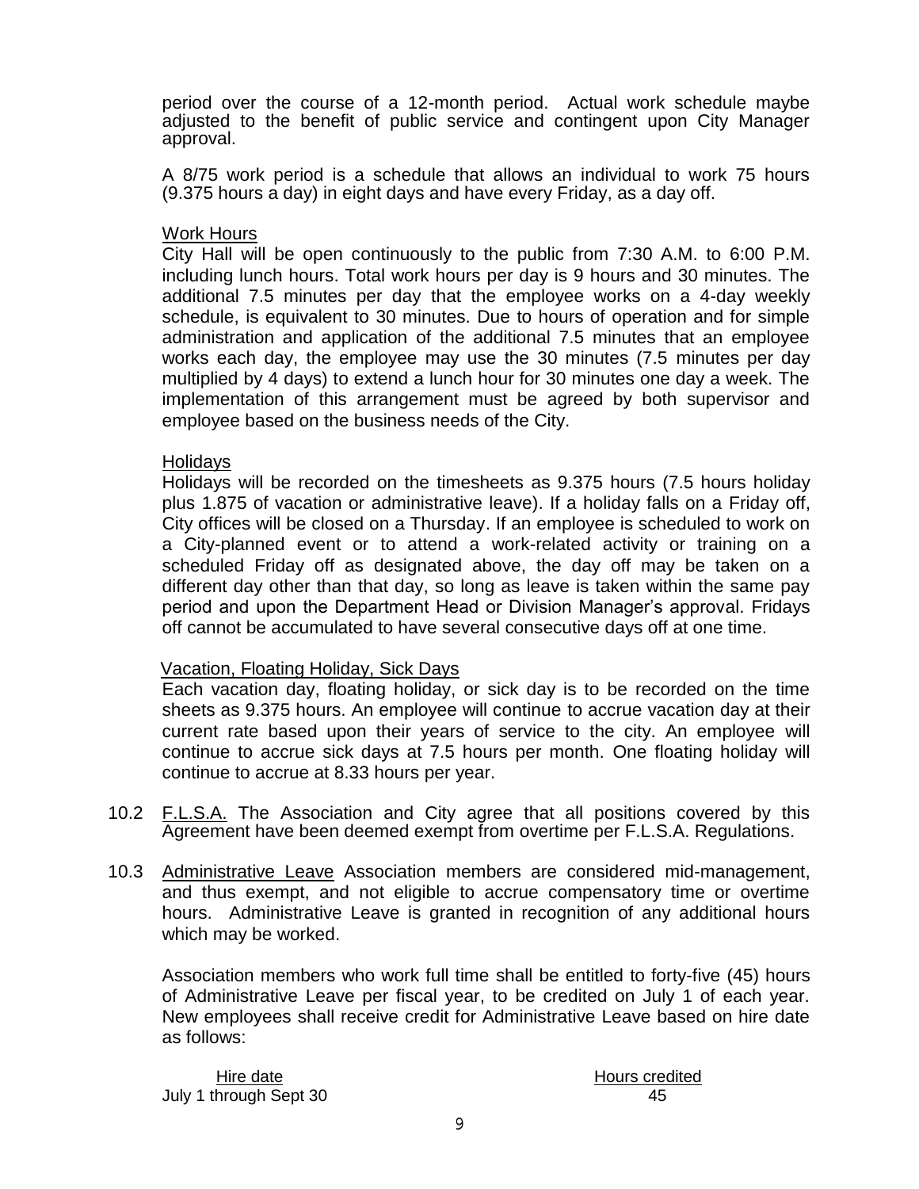period over the course of a 12-month period. Actual work schedule maybe adjusted to the benefit of public service and contingent upon City Manager approval.

A 8/75 work period is a schedule that allows an individual to work 75 hours (9.375 hours a day) in eight days and have every Friday, as a day off.

Work Hours

City Hall will be open continuously to the public from 7:30 A.M. to 6:00 P.M. including lunch hours. Total work hours per day is 9 hours and 30 minutes. The additional 7.5 minutes per day that the employee works on a 4-day weekly schedule, is equivalent to 30 minutes. Due to hours of operation and for simple administration and application of the additional 7.5 minutes that an employee works each day, the employee may use the 30 minutes (7.5 minutes per day multiplied by 4 days) to extend a lunch hour for 30 minutes one day a week. The implementation of this arrangement must be agreed by both supervisor and employee based on the business needs of the City.

Holidays

Holidays will be recorded on the timesheets as 9.375 hours (7.5 hours holiday plus 1.875 of vacation or administrative leave). If a holiday falls on a Friday off, City offices will be closed on a Thursday. If an employee is scheduled to work on a City-planned event or to attend a work-related activity or training on a scheduled Friday off as designated above, the day off may be taken on a different day other than that day, so long as leave is taken within the same pay period and upon the Department Head or Division Manager's approval. Fridays off cannot be accumulated to have several consecutive days off at one time.

Vacation, Floating Holiday, Sick Days

Each vacation day, floating holiday, or sick day is to be recorded on the time sheets as 9.375 hours. An employee will continue to accrue vacation day at their current rate based upon their years of service to the city. An employee will continue to accrue sick days at 7.5 hours per month. One floating holiday will continue to accrue at 8.33 hours per year.

10.2 F.L.S.A. The Association and City agree that all positions covered by this Agreement have been deemed exempt from overtime per F.L.S.A. Regulations.

10.3 Administrative Leave Association members are considered mid-management, and thus exempt, and not eligible to accrue compensatory time or overtime hours. Administrative Leave is granted in recognition of any additional hours which may be worked.

Association members who work full time shall be entitled to forty-five (45) hours of Administrative Leave per fiscal year, to be credited on July 1 of each year. New employees shall receive credit for Administrative Leave based on hire date as follows:

| Hire date | Hours credited |
|---|---|
| July 1 through Sept 30 | 45 |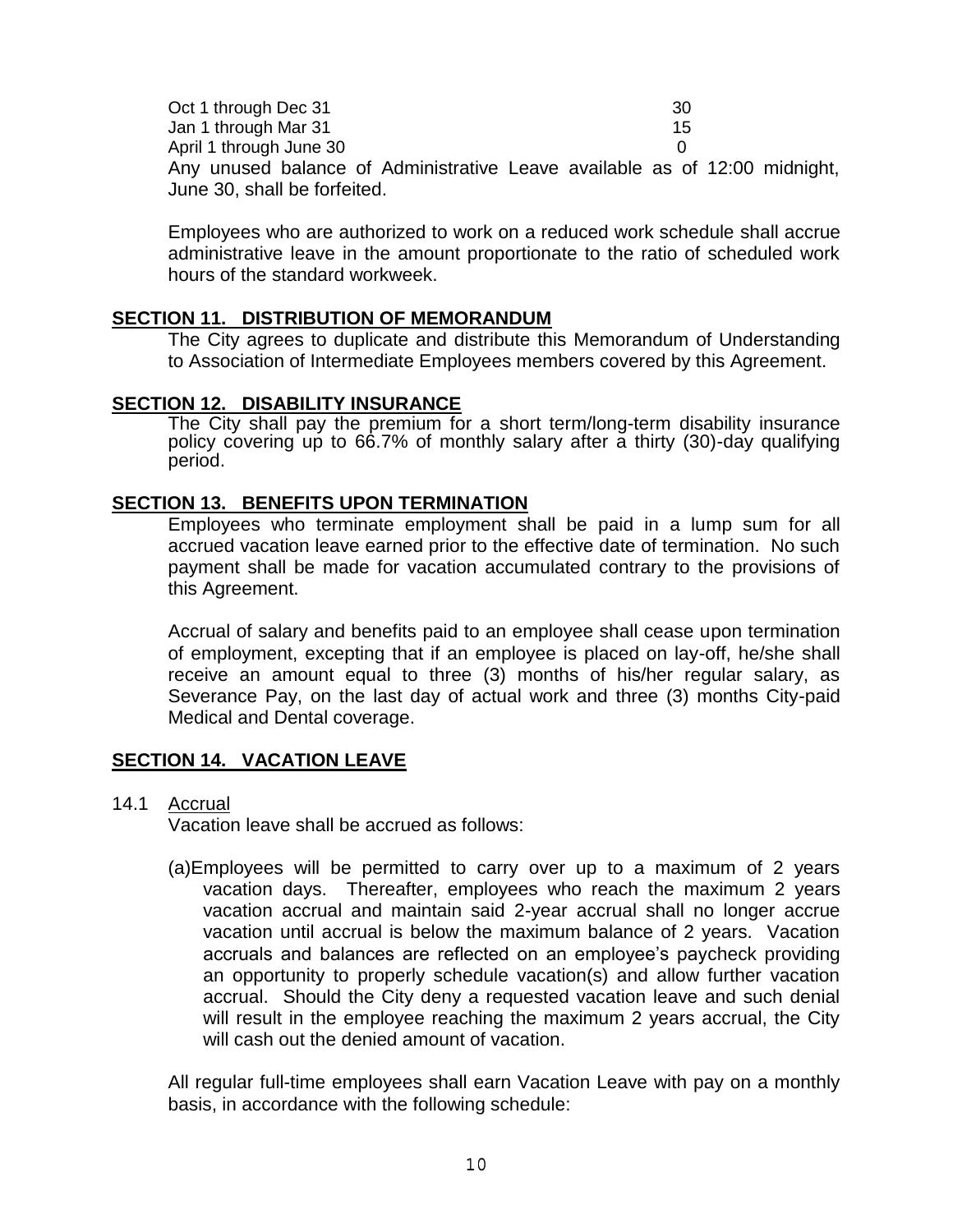| | |
|---|---|
| Oct 1 through Dec 31 | 30 |
| Jan 1 through Mar 31 | 15 |
| April 1 through June 30 | 0 |

Any unused balance of Administrative Leave available as of 12:00 midnight, June 30, shall be forfeited.

Employees who are authorized to work on a reduced work schedule shall accrue administrative leave in the amount proportionate to the ratio of scheduled work hours of the standard workweek.

## SECTION 11. DISTRIBUTION OF MEMORANDUM

The City agrees to duplicate and distribute this Memorandum of Understanding to Association of Intermediate Employees members covered by this Agreement.

## SECTION 12. DISABILITY INSURANCE

The City shall pay the premium for a short term/long-term disability insurance policy covering up to 66.7% of monthly salary after a thirty (30)-day qualifying period.

## SECTION 13. BENEFITS UPON TERMINATION

Employees who terminate employment shall be paid in a lump sum for all accrued vacation leave earned prior to the effective date of termination. No such payment shall be made for vacation accumulated contrary to the provisions of this Agreement.

Accrual of salary and benefits paid to an employee shall cease upon termination of employment, excepting that if an employee is placed on lay-off, he/she shall receive an amount equal to three (3) months of his/her regular salary, as Severance Pay, on the last day of actual work and three (3) months City-paid Medical and Dental coverage.

## SECTION 14. VACATION LEAVE

14.1 Accrual

Vacation leave shall be accrued as follows:

(a)Employees will be permitted to carry over up to a maximum of 2 years vacation days. Thereafter, employees who reach the maximum 2 years vacation accrual and maintain said 2-year accrual shall no longer accrue vacation until accrual is below the maximum balance of 2 years. Vacation accruals and balances are reflected on an employee's paycheck providing an opportunity to properly schedule vacation(s) and allow further vacation accrual. Should the City deny a requested vacation leave and such denial will result in the employee reaching the maximum 2 years accrual, the City will cash out the denied amount of vacation.

All regular full-time employees shall earn Vacation Leave with pay on a monthly basis, in accordance with the following schedule: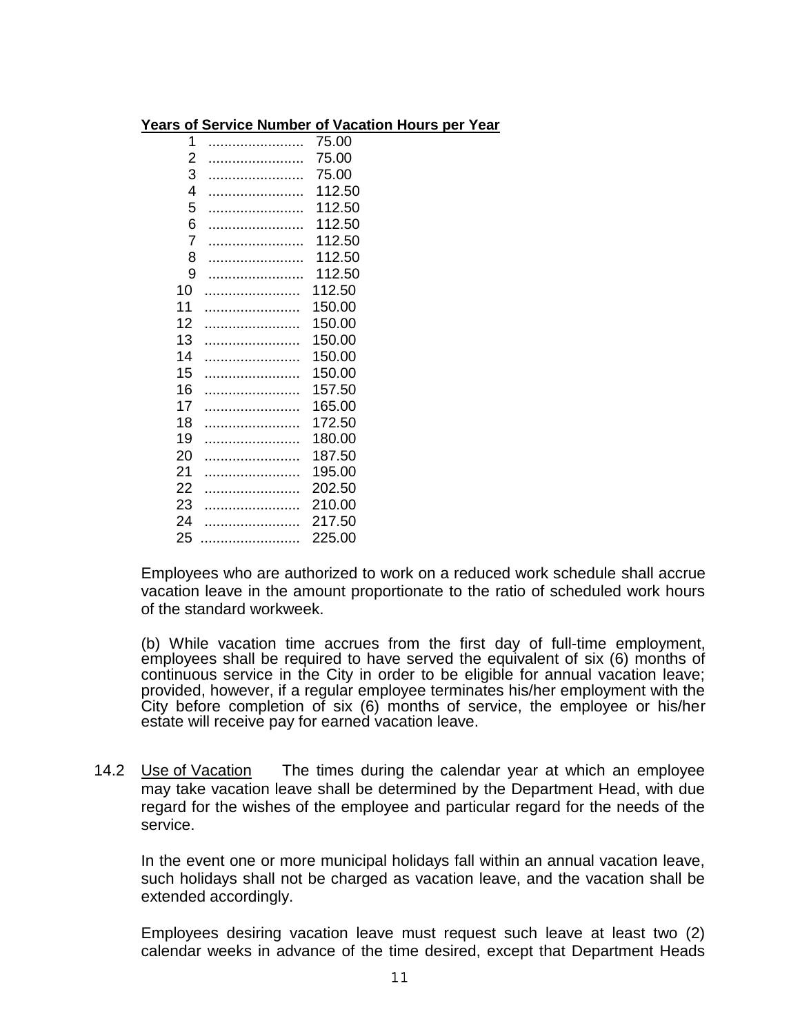| Years of Service | Number of Vacation Hours per Year |
|---|---|
| 1 | 75.00 |
| 2 | 75.00 |
| 3 | 75.00 |
| 4 | 112.50 |
| 5 | 112.50 |
| 6 | 112.50 |
| 7 | 112.50 |
| 8 | 112.50 |
| 9 | 112.50 |
| 10 | 112.50 |
| 11 | 150.00 |
| 12 | 150.00 |
| 13 | 150.00 |
| 14 | 150.00 |
| 15 | 150.00 |
| 16 | 157.50 |
| 17 | 165.00 |
| 18 | 172.50 |
| 19 | 180.00 |
| 20 | 187.50 |
| 21 | 195.00 |
| 22 | 202.50 |
| 23 | 210.00 |
| 24 | 217.50 |
| 25 | 225.00 |

Employees who are authorized to work on a reduced work schedule shall accrue vacation leave in the amount proportionate to the ratio of scheduled work hours of the standard workweek.

(b) While vacation time accrues from the first day of full-time employment, employees shall be required to have served the equivalent of six (6) months of continuous service in the City in order to be eligible for annual vacation leave; provided, however, if a regular employee terminates his/her employment with the City before completion of six (6) months of service, the employee or his/her estate will receive pay for earned vacation leave.

14.2 Use of Vacation The times during the calendar year at which an employee may take vacation leave shall be determined by the Department Head, with due regard for the wishes of the employee and particular regard for the needs of the service.

In the event one or more municipal holidays fall within an annual vacation leave, such holidays shall not be charged as vacation leave, and the vacation shall be extended accordingly.

Employees desiring vacation leave must request such leave at least two (2) calendar weeks in advance of the time desired, except that Department Heads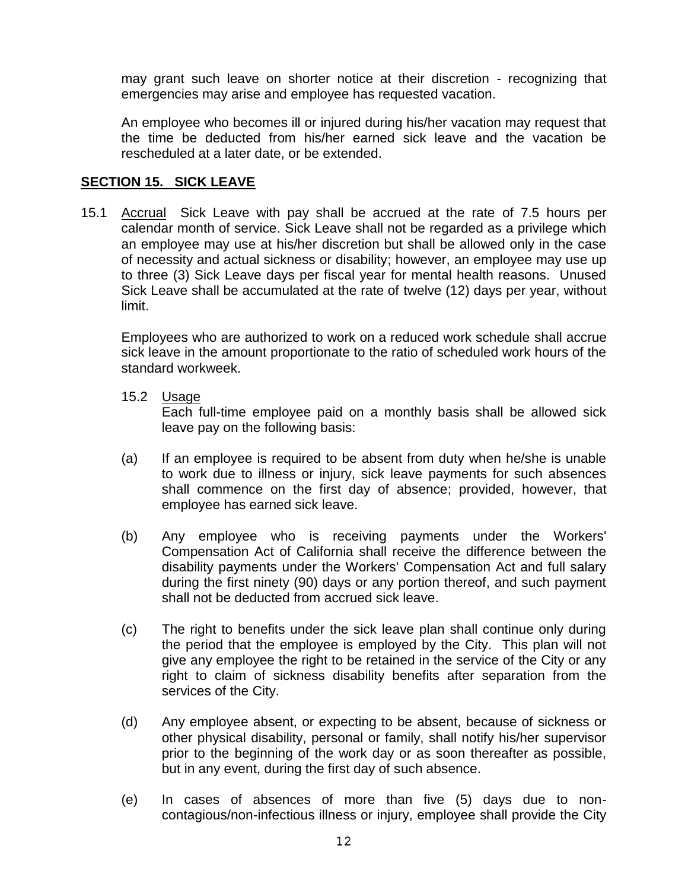may grant such leave on shorter notice at their discretion - recognizing that emergencies may arise and employee has requested vacation.

An employee who becomes ill or injured during his/her vacation may request that the time be deducted from his/her earned sick leave and the vacation be rescheduled at a later date, or be extended.

## SECTION 15. SICK LEAVE

15.1 Accrual Sick Leave with pay shall be accrued at the rate of 7.5 hours per calendar month of service. Sick Leave shall not be regarded as a privilege which an employee may use at his/her discretion but shall be allowed only in the case of necessity and actual sickness or disability; however, an employee may use up to three (3) Sick Leave days per fiscal year for mental health reasons. Unused Sick Leave shall be accumulated at the rate of twelve (12) days per year, without limit.

Employees who are authorized to work on a reduced work schedule shall accrue sick leave in the amount proportionate to the ratio of scheduled work hours of the standard workweek.

15.2 Usage

Each full-time employee paid on a monthly basis shall be allowed sick leave pay on the following basis:

(a) If an employee is required to be absent from duty when he/she is unable to work due to illness or injury, sick leave payments for such absences shall commence on the first day of absence; provided, however, that employee has earned sick leave.

(b) Any employee who is receiving payments under the Workers' Compensation Act of California shall receive the difference between the disability payments under the Workers' Compensation Act and full salary during the first ninety (90) days or any portion thereof, and such payment shall not be deducted from accrued sick leave.

(c) The right to benefits under the sick leave plan shall continue only during the period that the employee is employed by the City. This plan will not give any employee the right to be retained in the service of the City or any right to claim of sickness disability benefits after separation from the services of the City.

(d) Any employee absent, or expecting to be absent, because of sickness or other physical disability, personal or family, shall notify his/her supervisor prior to the beginning of the work day or as soon thereafter as possible, but in any event, during the first day of such absence.

(e) In cases of absences of more than five (5) days due to non-contagious/non-infectious illness or injury, employee shall provide the City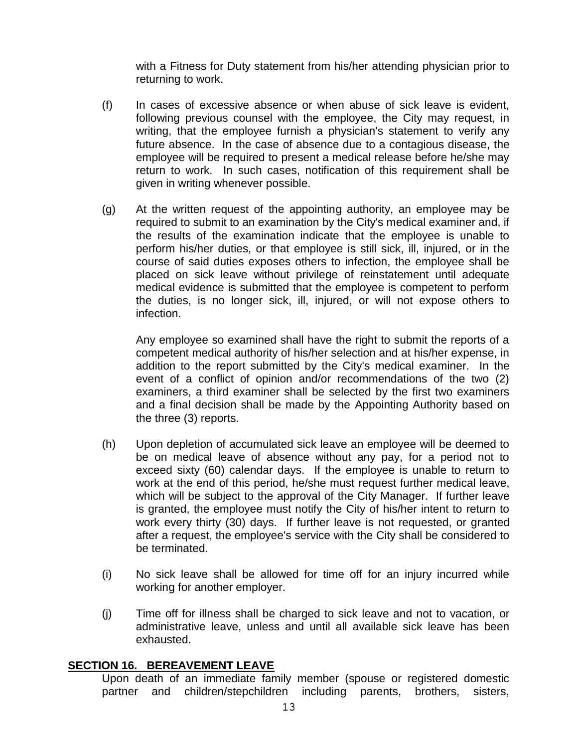with a Fitness for Duty statement from his/her attending physician prior to returning to work.

(f) In cases of excessive absence or when abuse of sick leave is evident, following previous counsel with the employee, the City may request, in writing, that the employee furnish a physician's statement to verify any future absence. In the case of absence due to a contagious disease, the employee will be required to present a medical release before he/she may return to work. In such cases, notification of this requirement shall be given in writing whenever possible.

(g) At the written request of the appointing authority, an employee may be required to submit to an examination by the City's medical examiner and, if the results of the examination indicate that the employee is unable to perform his/her duties, or that employee is still sick, ill, injured, or in the course of said duties exposes others to infection, the employee shall be placed on sick leave without privilege of reinstatement until adequate medical evidence is submitted that the employee is competent to perform the duties, is no longer sick, ill, injured, or will not expose others to infection.

Any employee so examined shall have the right to submit the reports of a competent medical authority of his/her selection and at his/her expense, in addition to the report submitted by the City's medical examiner. In the event of a conflict of opinion and/or recommendations of the two (2) examiners, a third examiner shall be selected by the first two examiners and a final decision shall be made by the Appointing Authority based on the three (3) reports.

(h) Upon depletion of accumulated sick leave an employee will be deemed to be on medical leave of absence without any pay, for a period not to exceed sixty (60) calendar days. If the employee is unable to return to work at the end of this period, he/she must request further medical leave, which will be subject to the approval of the City Manager. If further leave is granted, the employee must notify the City of his/her intent to return to work every thirty (30) days. If further leave is not requested, or granted after a request, the employee's service with the City shall be considered to be terminated.

(i) No sick leave shall be allowed for time off for an injury incurred while working for another employer.

(j) Time off for illness shall be charged to sick leave and not to vacation, or administrative leave, unless and until all available sick leave has been exhausted.

## SECTION 16. BEREAVEMENT LEAVE

Upon death of an immediate family member (spouse or registered domestic partner and children/stepchildren including parents, brothers, sisters,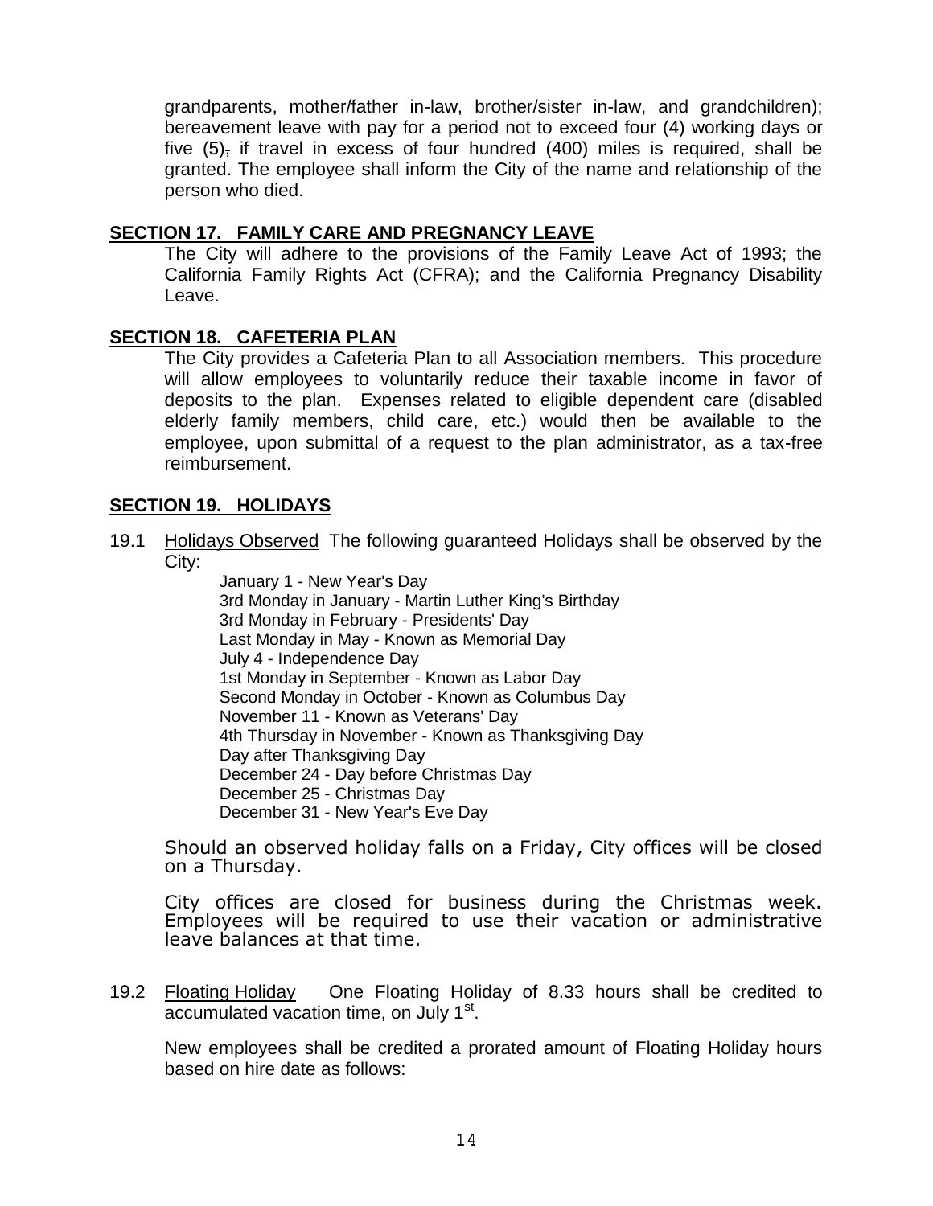grandparents, mother/father in-law, brother/sister in-law, and grandchildren); bereavement leave with pay for a period not to exceed four (4) working days or five (5), if travel in excess of four hundred (400) miles is required, shall be granted. The employee shall inform the City of the name and relationship of the person who died.

## SECTION 17. FAMILY CARE AND PREGNANCY LEAVE

The City will adhere to the provisions of the Family Leave Act of 1993; the California Family Rights Act (CFRA); and the California Pregnancy Disability Leave.

## SECTION 18. CAFETERIA PLAN

The City provides a Cafeteria Plan to all Association members. This procedure will allow employees to voluntarily reduce their taxable income in favor of deposits to the plan. Expenses related to eligible dependent care (disabled elderly family members, child care, etc.) would then be available to the employee, upon submittal of a request to the plan administrator, as a tax-free reimbursement.

## SECTION 19. HOLIDAYS

19.1 Holidays Observed The following guaranteed Holidays shall be observed by the City:

January 1 - New Year's Day
3rd Monday in January - Martin Luther King's Birthday
3rd Monday in February - Presidents' Day
Last Monday in May - Known as Memorial Day
July 4 - Independence Day
1st Monday in September - Known as Labor Day
Second Monday in October - Known as Columbus Day
November 11 - Known as Veterans' Day
4th Thursday in November - Known as Thanksgiving Day
Day after Thanksgiving Day
December 24 - Day before Christmas Day
December 25 - Christmas Day
December 31 - New Year's Eve Day

Should an observed holiday falls on a Friday, City offices will be closed on a Thursday.

City offices are closed for business during the Christmas week. Employees will be required to use their vacation or administrative leave balances at that time.

19.2 Floating Holiday One Floating Holiday of 8.33 hours shall be credited to accumulated vacation time, on July 1st.

New employees shall be credited a prorated amount of Floating Holiday hours based on hire date as follows: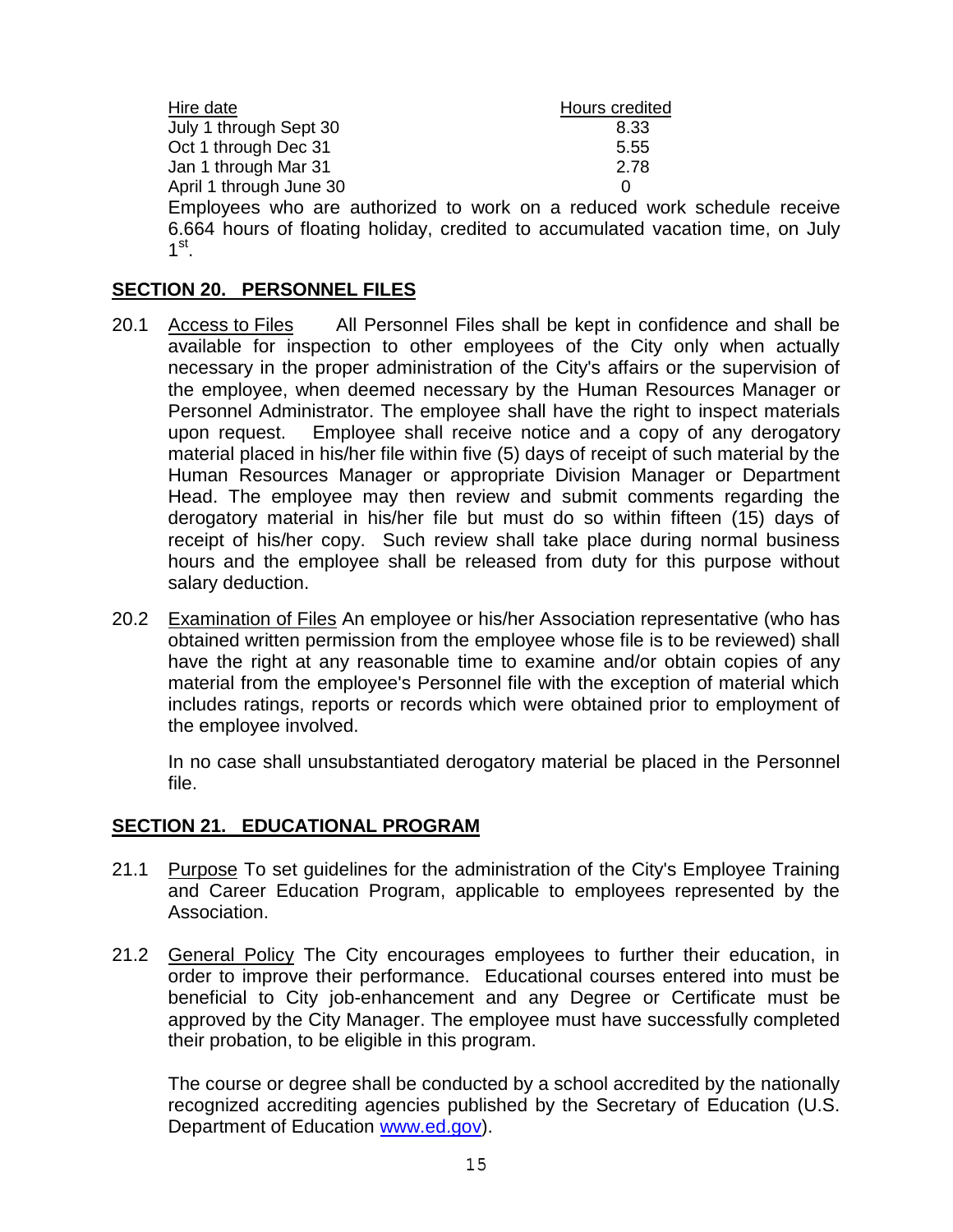| Hire date | Hours credited |
| --- | --- |
| July 1 through Sept 30 | 8.33 |
| Oct 1 through Dec 31 | 5.55 |
| Jan 1 through Mar 31 | 2.78 |
| April 1 through June 30 | 0 |

Employees who are authorized to work on a reduced work schedule receive 6.664 hours of floating holiday, credited to accumulated vacation time, on July 1st.

## SECTION 20. PERSONNEL FILES

20.1 Access to Files All Personnel Files shall be kept in confidence and shall be available for inspection to other employees of the City only when actually necessary in the proper administration of the City's affairs or the supervision of the employee, when deemed necessary by the Human Resources Manager or Personnel Administrator. The employee shall have the right to inspect materials upon request. Employee shall receive notice and a copy of any derogatory material placed in his/her file within five (5) days of receipt of such material by the Human Resources Manager or appropriate Division Manager or Department Head. The employee may then review and submit comments regarding the derogatory material in his/her file but must do so within fifteen (15) days of receipt of his/her copy. Such review shall take place during normal business hours and the employee shall be released from duty for this purpose without salary deduction.

20.2 Examination of Files An employee or his/her Association representative (who has obtained written permission from the employee whose file is to be reviewed) shall have the right at any reasonable time to examine and/or obtain copies of any material from the employee's Personnel file with the exception of material which includes ratings, reports or records which were obtained prior to employment of the employee involved.

In no case shall unsubstantiated derogatory material be placed in the Personnel file.

## SECTION 21. EDUCATIONAL PROGRAM

21.1 Purpose To set guidelines for the administration of the City's Employee Training and Career Education Program, applicable to employees represented by the Association.

21.2 General Policy The City encourages employees to further their education, in order to improve their performance. Educational courses entered into must be beneficial to City job-enhancement and any Degree or Certificate must be approved by the City Manager. The employee must have successfully completed their probation, to be eligible in this program.

The course or degree shall be conducted by a school accredited by the nationally recognized accrediting agencies published by the Secretary of Education (U.S. Department of Education www.ed.gov).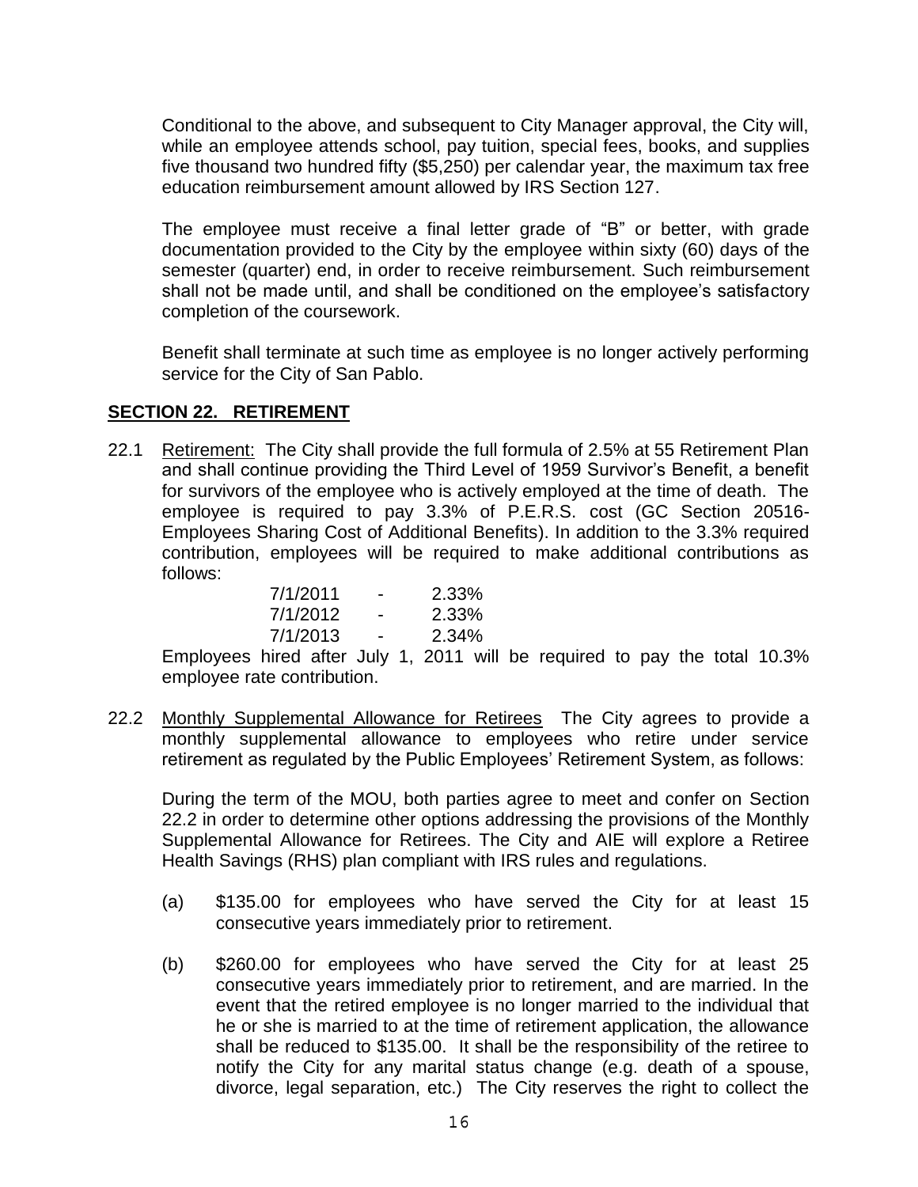Conditional to the above, and subsequent to City Manager approval, the City will, while an employee attends school, pay tuition, special fees, books, and supplies five thousand two hundred fifty ($5,250) per calendar year, the maximum tax free education reimbursement amount allowed by IRS Section 127.

The employee must receive a final letter grade of "B" or better, with grade documentation provided to the City by the employee within sixty (60) days of the semester (quarter) end, in order to receive reimbursement. Such reimbursement shall not be made until, and shall be conditioned on the employee's satisfactory completion of the coursework.

Benefit shall terminate at such time as employee is no longer actively performing service for the City of San Pablo.

## SECTION 22. RETIREMENT

22.1 Retirement: The City shall provide the full formula of 2.5% at 55 Retirement Plan and shall continue providing the Third Level of 1959 Survivor's Benefit, a benefit for survivors of the employee who is actively employed at the time of death. The employee is required to pay 3.3% of P.E.R.S. cost (GC Section 20516- Employees Sharing Cost of Additional Benefits). In addition to the 3.3% required contribution, employees will be required to make additional contributions as follows:

| | | |
|---|---|---|
| 7/1/2011 | - | 2.33% |
| 7/1/2012 | - | 2.33% |
| 7/1/2013 | - | 2.34% |

Employees hired after July 1, 2011 will be required to pay the total 10.3% employee rate contribution.

22.2 Monthly Supplemental Allowance for Retirees The City agrees to provide a monthly supplemental allowance to employees who retire under service retirement as regulated by the Public Employees' Retirement System, as follows:

During the term of the MOU, both parties agree to meet and confer on Section 22.2 in order to determine other options addressing the provisions of the Monthly Supplemental Allowance for Retirees. The City and AIE will explore a Retiree Health Savings (RHS) plan compliant with IRS rules and regulations.

(a) $135.00 for employees who have served the City for at least 15 consecutive years immediately prior to retirement.

(b) $260.00 for employees who have served the City for at least 25 consecutive years immediately prior to retirement, and are married. In the event that the retired employee is no longer married to the individual that he or she is married to at the time of retirement application, the allowance shall be reduced to $135.00. It shall be the responsibility of the retiree to notify the City for any marital status change (e.g. death of a spouse, divorce, legal separation, etc.) The City reserves the right to collect the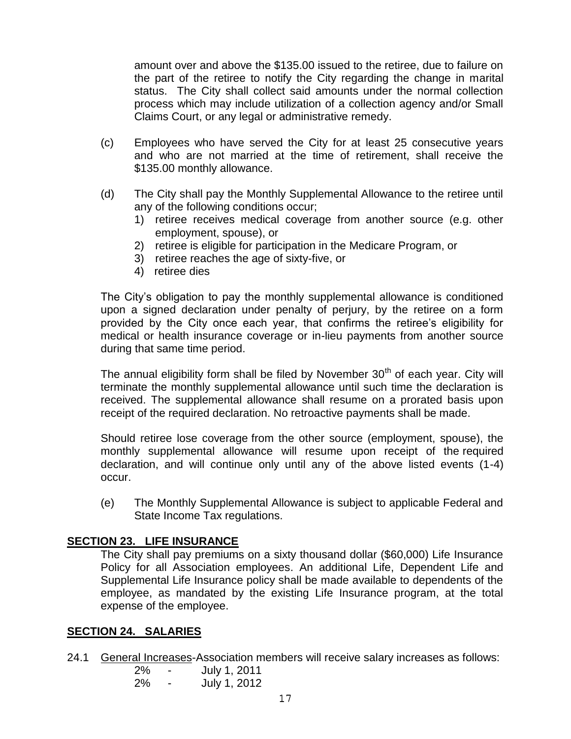amount over and above the $135.00 issued to the retiree, due to failure on the part of the retiree to notify the City regarding the change in marital status. The City shall collect said amounts under the normal collection process which may include utilization of a collection agency and/or Small Claims Court, or any legal or administrative remedy.

(c) Employees who have served the City for at least 25 consecutive years and who are not married at the time of retirement, shall receive the $135.00 monthly allowance.

(d) The City shall pay the Monthly Supplemental Allowance to the retiree until any of the following conditions occur;

1) retiree receives medical coverage from another source (e.g. other employment, spouse), or
2) retiree is eligible for participation in the Medicare Program, or
3) retiree reaches the age of sixty-five, or
4) retiree dies

The City's obligation to pay the monthly supplemental allowance is conditioned upon a signed declaration under penalty of perjury, by the retiree on a form provided by the City once each year, that confirms the retiree's eligibility for medical or health insurance coverage or in-lieu payments from another source during that same time period.

The annual eligibility form shall be filed by November 30th of each year. City will terminate the monthly supplemental allowance until such time the declaration is received. The supplemental allowance shall resume on a prorated basis upon receipt of the required declaration. No retroactive payments shall be made.

Should retiree lose coverage from the other source (employment, spouse), the monthly supplemental allowance will resume upon receipt of the required declaration, and will continue only until any of the above listed events (1-4) occur.

(e) The Monthly Supplemental Allowance is subject to applicable Federal and State Income Tax regulations.

## SECTION 23. LIFE INSURANCE

The City shall pay premiums on a sixty thousand dollar ($60,000) Life Insurance Policy for all Association employees. An additional Life, Dependent Life and Supplemental Life Insurance policy shall be made available to dependents of the employee, as mandated by the existing Life Insurance program, at the total expense of the employee.

## SECTION 24. SALARIES

24.1 General Increases-Association members will receive salary increases as follows:

2% - July 1, 2011
2% - July 1, 2012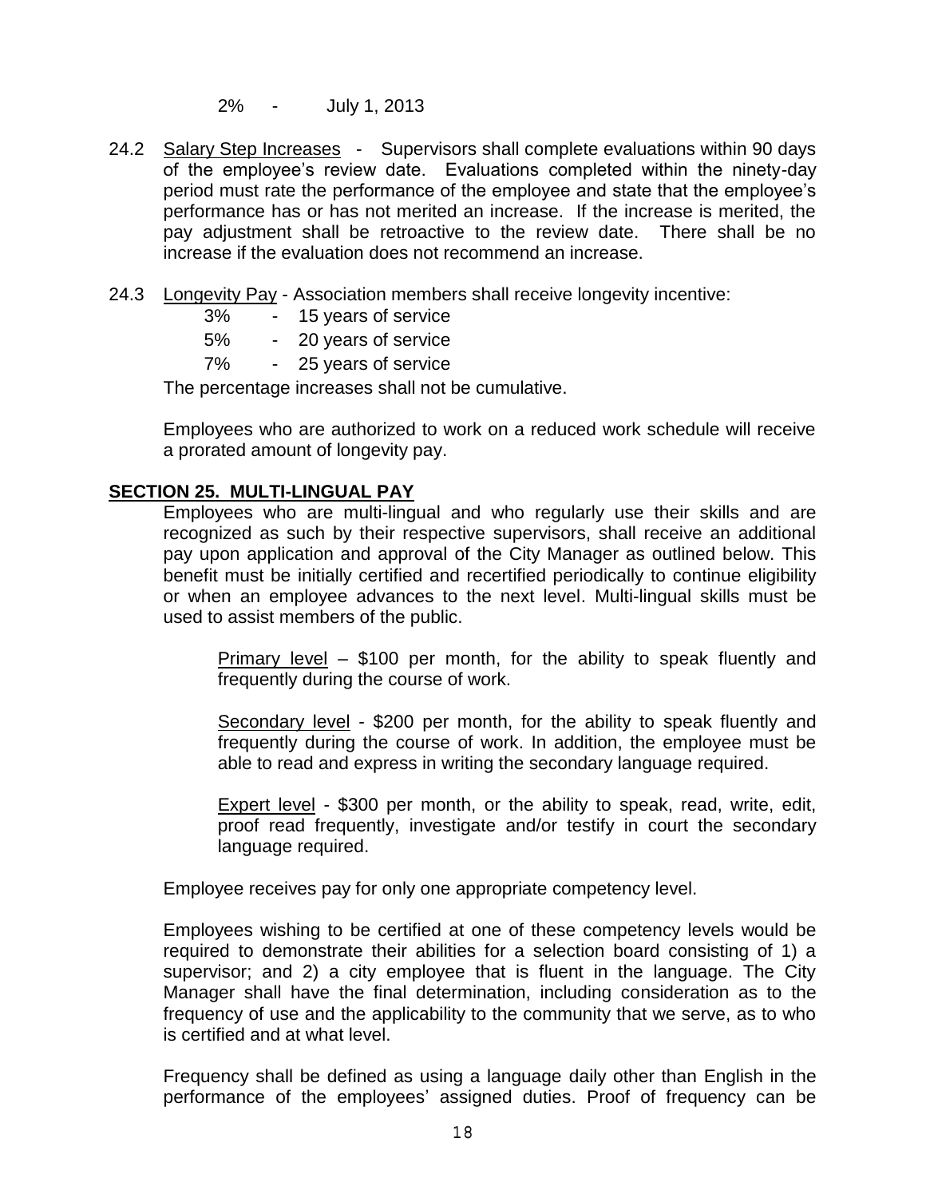2% - July 1, 2013

24.2 Salary Step Increases - Supervisors shall complete evaluations within 90 days of the employee's review date. Evaluations completed within the ninety-day period must rate the performance of the employee and state that the employee's performance has or has not merited an increase. If the increase is merited, the pay adjustment shall be retroactive to the review date. There shall be no increase if the evaluation does not recommend an increase.

24.3 Longevity Pay - Association members shall receive longevity incentive:

- 3% - 15 years of service
- 5% - 20 years of service
- 7% - 25 years of service

The percentage increases shall not be cumulative.

Employees who are authorized to work on a reduced work schedule will receive a prorated amount of longevity pay.

## SECTION 25. MULTI-LINGUAL PAY

Employees who are multi-lingual and who regularly use their skills and are recognized as such by their respective supervisors, shall receive an additional pay upon application and approval of the City Manager as outlined below. This benefit must be initially certified and recertified periodically to continue eligibility or when an employee advances to the next level. Multi-lingual skills must be used to assist members of the public.

Primary level – $100 per month, for the ability to speak fluently and frequently during the course of work.

Secondary level - $200 per month, for the ability to speak fluently and frequently during the course of work. In addition, the employee must be able to read and express in writing the secondary language required.

Expert level - $300 per month, or the ability to speak, read, write, edit, proof read frequently, investigate and/or testify in court the secondary language required.

Employee receives pay for only one appropriate competency level.

Employees wishing to be certified at one of these competency levels would be required to demonstrate their abilities for a selection board consisting of 1) a supervisor; and 2) a city employee that is fluent in the language. The City Manager shall have the final determination, including consideration as to the frequency of use and the applicability to the community that we serve, as to who is certified and at what level.

Frequency shall be defined as using a language daily other than English in the performance of the employees' assigned duties. Proof of frequency can be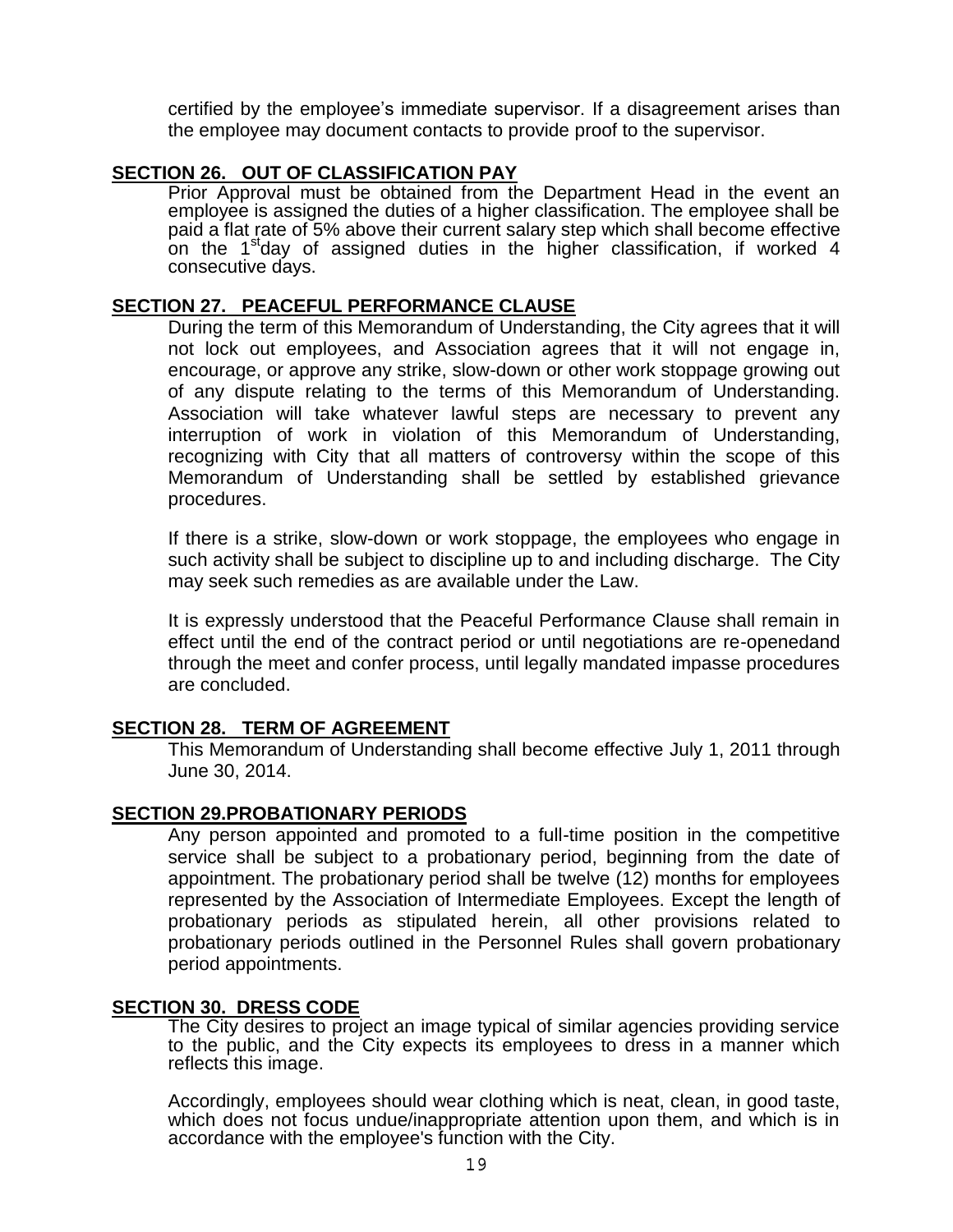certified by the employee's immediate supervisor. If a disagreement arises than the employee may document contacts to provide proof to the supervisor.

## SECTION 26. OUT OF CLASSIFICATION PAY

Prior Approval must be obtained from the Department Head in the event an employee is assigned the duties of a higher classification. The employee shall be paid a flat rate of 5% above their current salary step which shall become effective on the 1st day of assigned duties in the higher classification, if worked 4 consecutive days.

## SECTION 27. PEACEFUL PERFORMANCE CLAUSE

During the term of this Memorandum of Understanding, the City agrees that it will not lock out employees, and Association agrees that it will not engage in, encourage, or approve any strike, slow-down or other work stoppage growing out of any dispute relating to the terms of this Memorandum of Understanding. Association will take whatever lawful steps are necessary to prevent any interruption of work in violation of this Memorandum of Understanding, recognizing with City that all matters of controversy within the scope of this Memorandum of Understanding shall be settled by established grievance procedures.

If there is a strike, slow-down or work stoppage, the employees who engage in such activity shall be subject to discipline up to and including discharge. The City may seek such remedies as are available under the Law.

It is expressly understood that the Peaceful Performance Clause shall remain in effect until the end of the contract period or until negotiations are re-openedand through the meet and confer process, until legally mandated impasse procedures are concluded.

## SECTION 28. TERM OF AGREEMENT

This Memorandum of Understanding shall become effective July 1, 2011 through June 30, 2014.

## SECTION 29.PROBATIONARY PERIODS

Any person appointed and promoted to a full-time position in the competitive service shall be subject to a probationary period, beginning from the date of appointment. The probationary period shall be twelve (12) months for employees represented by the Association of Intermediate Employees. Except the length of probationary periods as stipulated herein, all other provisions related to probationary periods outlined in the Personnel Rules shall govern probationary period appointments.

## SECTION 30. DRESS CODE

The City desires to project an image typical of similar agencies providing service to the public, and the City expects its employees to dress in a manner which reflects this image.

Accordingly, employees should wear clothing which is neat, clean, in good taste, which does not focus undue/inappropriate attention upon them, and which is in accordance with the employee's function with the City.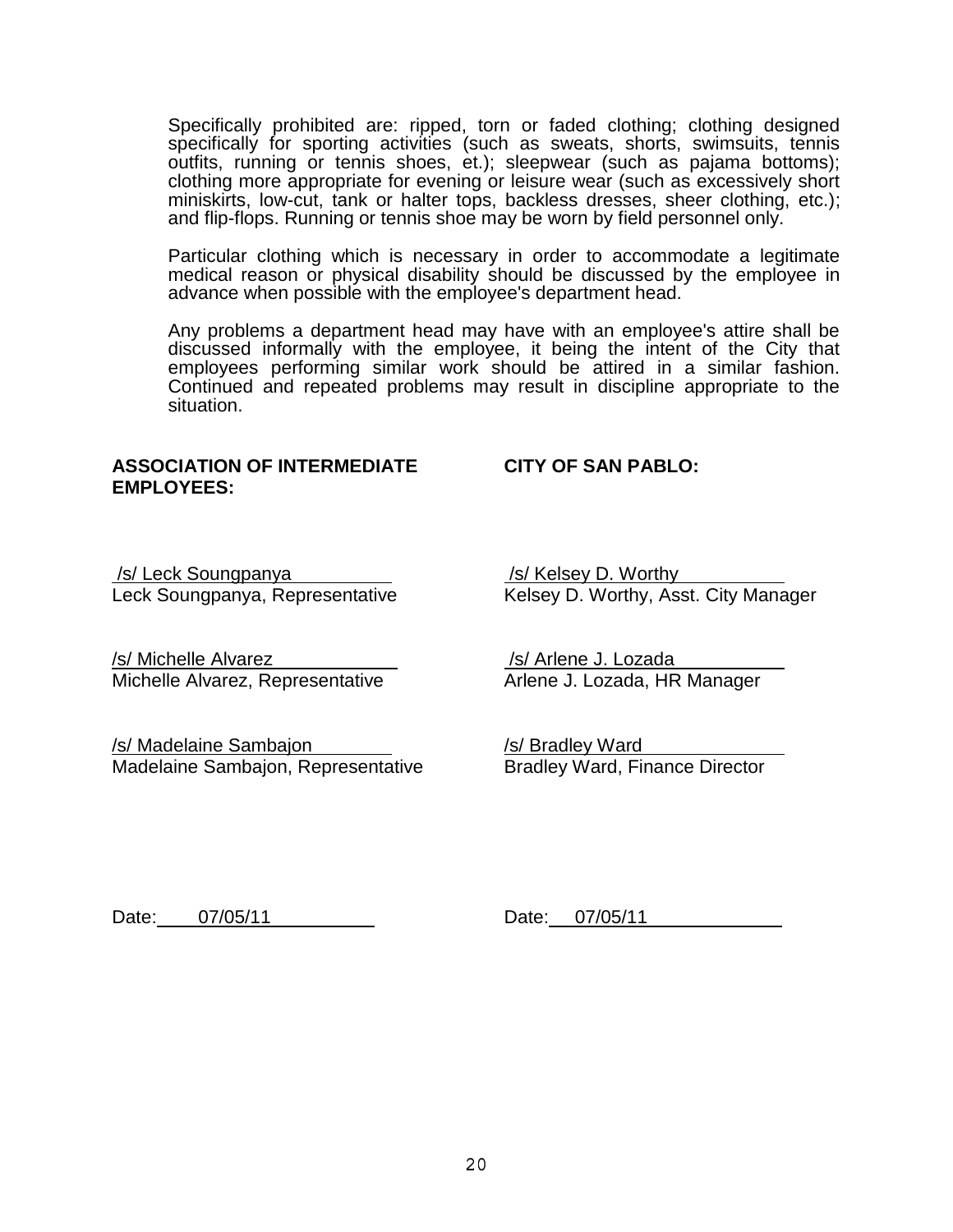Specifically prohibited are: ripped, torn or faded clothing; clothing designed specifically for sporting activities (such as sweats, shorts, swimsuits, tennis outfits, running or tennis shoes, et.); sleepwear (such as pajama bottoms); clothing more appropriate for evening or leisure wear (such as excessively short miniskirts, low-cut, tank or halter tops, backless dresses, sheer clothing, etc.); and flip-flops. Running or tennis shoe may be worn by field personnel only.

Particular clothing which is necessary in order to accommodate a legitimate medical reason or physical disability should be discussed by the employee in advance when possible with the employee's department head.

Any problems a department head may have with an employee's attire shall be discussed informally with the employee, it being the intent of the City that employees performing similar work should be attired in a similar fashion. Continued and repeated problems may result in discipline appropriate to the situation.

**ASSOCIATION OF INTERMEDIATE EMPLOYEES:**

/s/ Leck Soungpanya
Leck Soungpanya, Representative

/s/ Michelle Alvarez
Michelle Alvarez, Representative

/s/ Madelaine Sambajon
Madelaine Sambajon, Representative

Date: 07/05/11

**CITY OF SAN PABLO:**

/s/ Kelsey D. Worthy
Kelsey D. Worthy, Asst. City Manager

/s/ Arlene J. Lozada
Arlene J. Lozada, HR Manager

/s/ Bradley Ward
Bradley Ward, Finance Director

Date: 07/05/11